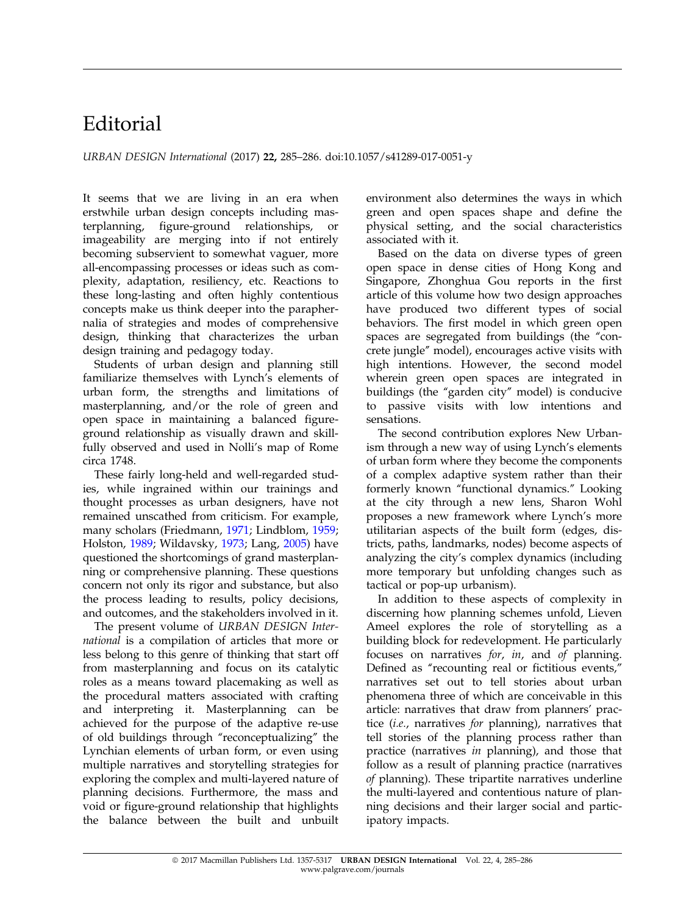# Editorial

*URBAN DESIGN International* (2017) **22,** 285–286. doi:10.1057/s41289-017-0051-y

It seems that we are living in an era when erstwhile urban design concepts including masterplanning, figure-ground relationships, or imageability are merging into if not entirely becoming subservient to somewhat vaguer, more all-encompassing processes or ideas such as complexity, adaptation, resiliency, etc. Reactions to these long-lasting and often highly contentious concepts make us think deeper into the paraphernalia of strategies and modes of comprehensive design, thinking that characterizes the urban design training and pedagogy today.

Students of urban design and planning still familiarize themselves with Lynch's elements of urban form, the strengths and limitations of masterplanning, and/or the role of green and open space in maintaining a balanced figure-ground relationship as visually drawn and skillfully observed and used in Nolli's map of Rome circa 1748.

These fairly long-held and well-regarded studies, while ingrained within our trainings and thought processes as urban designers, have not remained unscathed from criticism. For example, many scholars (Friedmann, 1971; Lindblom, 1959; Holston, 1989; Wildavsky, 1973; Lang, 2005) have questioned the shortcomings of grand masterplanning or comprehensive planning. These questions concern not only its rigor and substance, but also the process leading to results, policy decisions, and outcomes, and the stakeholders involved in it.

The present volume of *URBAN DESIGN International* is a compilation of articles that more or less belong to this genre of thinking that start off from masterplanning and focus on its catalytic roles as a means toward placemaking as well as the procedural matters associated with crafting and interpreting it. Masterplanning can be achieved for the purpose of the adaptive re-use of old buildings through "reconceptualizing" the Lynchian elements of urban form, or even using multiple narratives and storytelling strategies for exploring the complex and multi-layered nature of planning decisions. Furthermore, the mass and void or figure-ground relationship that highlights the balance between the built and unbuilt environment also determines the ways in which green and open spaces shape and define the physical setting, and the social characteristics associated with it.

Based on the data on diverse types of green open space in dense cities of Hong Kong and Singapore, Zhonghua Gou reports in the first article of this volume how two design approaches have produced two different types of social behaviors. The first model in which green open spaces are segregated from buildings (the "concrete jungle" model), encourages active visits with high intentions. However, the second model wherein green open spaces are integrated in buildings (the "garden city" model) is conducive to passive visits with low intentions and sensations.

The second contribution explores New Urbanism through a new way of using Lynch's elements of urban form where they become the components of a complex adaptive system rather than their formerly known "functional dynamics." Looking at the city through a new lens, Sharon Wohl proposes a new framework where Lynch's more utilitarian aspects of the built form (edges, districts, paths, landmarks, nodes) become aspects of analyzing the city's complex dynamics (including more temporary but unfolding changes such as tactical or pop-up urbanism).

In addition to these aspects of complexity in discerning how planning schemes unfold, Lieven Ameel explores the role of storytelling as a building block for redevelopment. He particularly focuses on narratives *for*, *in*, and *of* planning. Defined as "recounting real or fictitious events," narratives set out to tell stories about urban phenomena three of which are conceivable in this article: narratives that draw from planners' practice (*i.e.*, narratives *for* planning), narratives that tell stories of the planning process rather than practice (narratives *in* planning), and those that follow as a result of planning practice (narratives *of* planning). These tripartite narratives underline the multi-layered and contentious nature of planning decisions and their larger social and participatory impacts.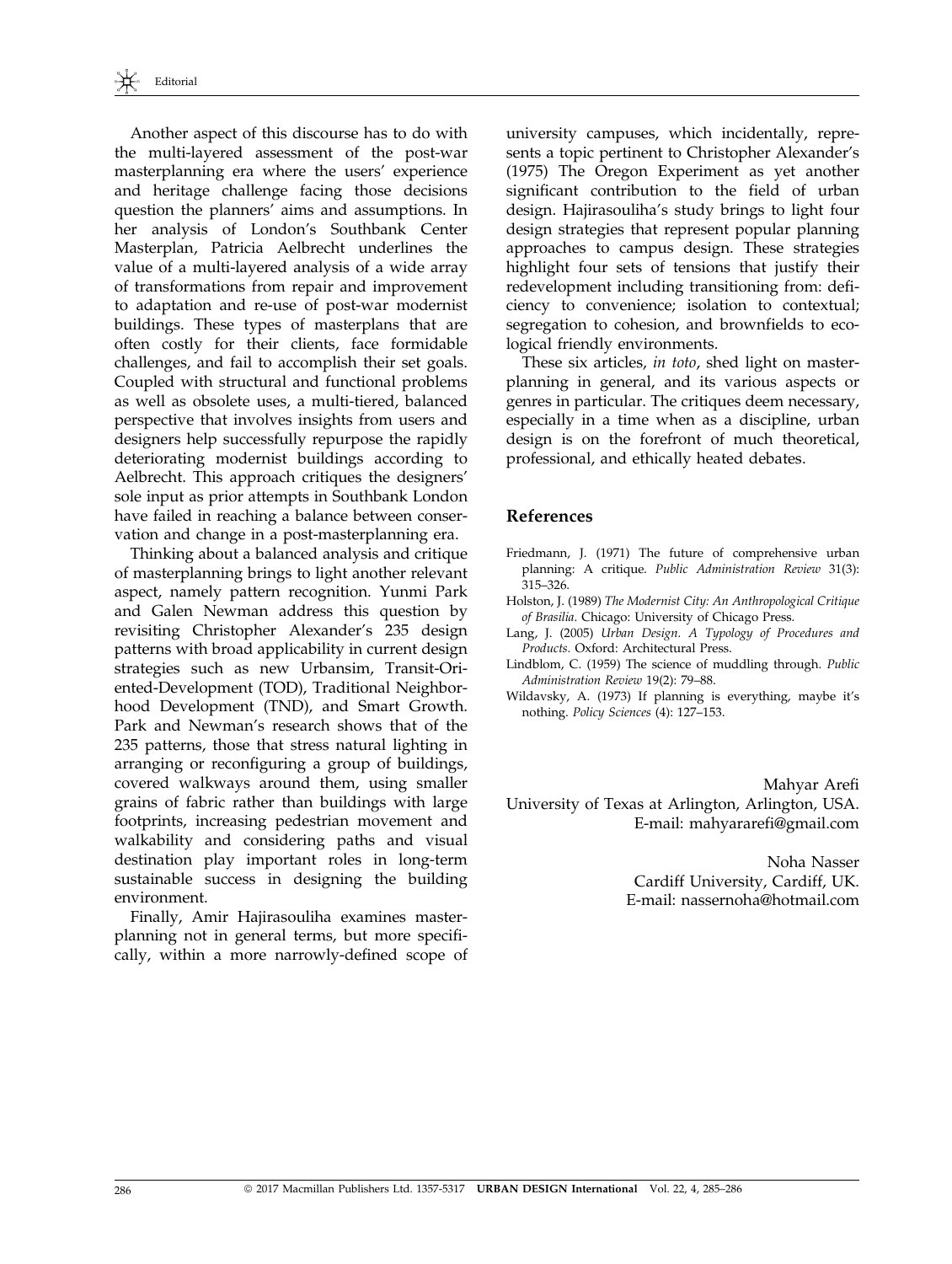Another aspect of this discourse has to do with the multi-layered assessment of the post-war masterplanning era where the users' experience and heritage challenge facing those decisions question the planners' aims and assumptions. In her analysis of London's Southbank Center Masterplan, Patricia Aelbrecht underlines the value of a multi-layered analysis of a wide array of transformations from repair and improvement to adaptation and re-use of post-war modernist buildings. These types of masterplans that are often costly for their clients, face formidable challenges, and fail to accomplish their set goals. Coupled with structural and functional problems as well as obsolete uses, a multi-tiered, balanced perspective that involves insights from users and designers help successfully repurpose the rapidly deteriorating modernist buildings according to Aelbrecht. This approach critiques the designers' sole input as prior attempts in Southbank London have failed in reaching a balance between conservation and change in a post-masterplanning era.

Thinking about a balanced analysis and critique of masterplanning brings to light another relevant aspect, namely pattern recognition. Yunmi Park and Galen Newman address this question by revisiting Christopher Alexander's 235 design patterns with broad applicability in current design strategies such as new Urbansim, Transit-Oriented-Development (TOD), Traditional Neighborhood Development (TND), and Smart Growth. Park and Newman's research shows that of the 235 patterns, those that stress natural lighting in arranging or reconfiguring a group of buildings, covered walkways around them, using smaller grains of fabric rather than buildings with large footprints, increasing pedestrian movement and walkability and considering paths and visual destination play important roles in long-term sustainable success in designing the building environment.

Finally, Amir Hajirasouliha examines masterplanning not in general terms, but more specifically, within a more narrowly-defined scope of university campuses, which incidentally, represents a topic pertinent to Christopher Alexander's (1975) The Oregon Experiment as yet another significant contribution to the field of urban design. Hajirasouliha's study brings to light four design strategies that represent popular planning approaches to campus design. These strategies highlight four sets of tensions that justify their redevelopment including transitioning from: deficiency to convenience; isolation to contextual; segregation to cohesion, and brownfields to ecological friendly environments.

These six articles, *in toto*, shed light on masterplanning in general, and its various aspects or genres in particular. The critiques deem necessary, especially in a time when as a discipline, urban design is on the forefront of much theoretical, professional, and ethically heated debates.

## References

Friedmann, J. (1971) The future of comprehensive urban planning: A critique. *Public Administration Review* 31(3): 315–326.

Holston, J. (1989) *The Modernist City: An Anthropological Critique of Brasilia*. Chicago: University of Chicago Press.

Lang, J. (2005) *Urban Design. A Typology of Procedures and Products*. Oxford: Architectural Press.

Lindblom, C. (1959) The science of muddling through. *Public Administration Review* 19(2): 79–88.

Wildavsky, A. (1973) If planning is everything, maybe it's nothing. *Policy Sciences* (4): 127–153.

Mahyar Arefi
University of Texas at Arlington, Arlington, USA.
E-mail: mahyararefi@gmail.com

Noha Nasser
Cardiff University, Cardiff, UK.
E-mail: nassernoha@hotmail.com